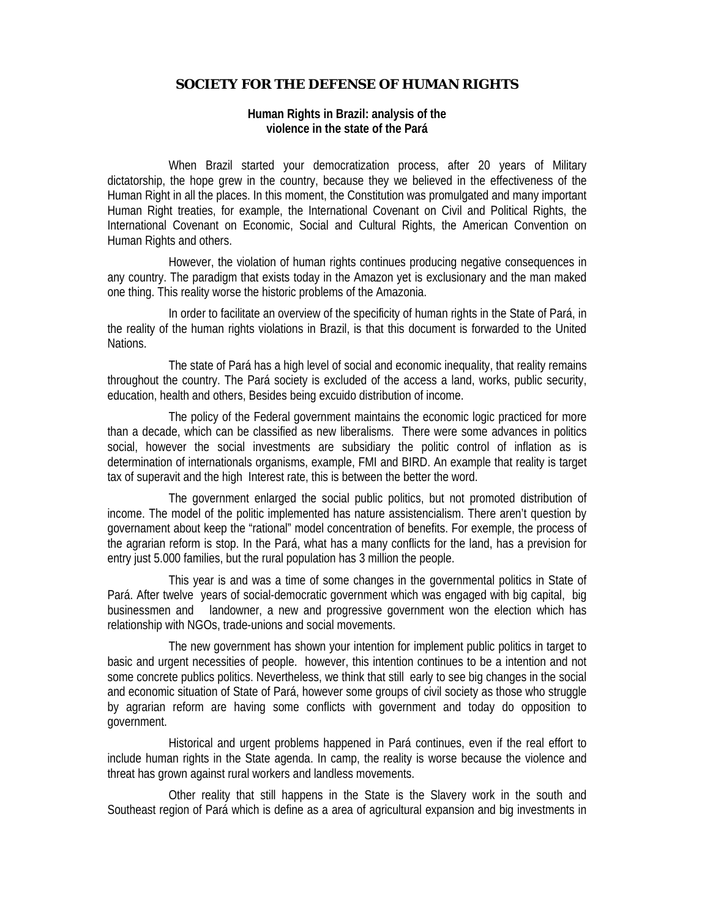# SOCIETY FOR THE DEFENSE OF HUMAN RIGHTS

## Human Rights in Brazil: analysis of the violence in the state of the Pará

When Brazil started your democratization process, after 20 years of Military dictatorship, the hope grew in the country, because they we believed in the effectiveness of the Human Right in all the places. In this moment, the Constitution was promulgated and many important Human Right treaties, for example, the International Covenant on Civil and Political Rights, the International Covenant on Economic, Social and Cultural Rights, the American Convention on Human Rights and others.

However, the violation of human rights continues producing negative consequences in any country. The paradigm that exists today in the Amazon yet is exclusionary and the man maked one thing. This reality worse the historic problems of the Amazonia.

In order to facilitate an overview of the specificity of human rights in the State of Pará, in the reality of the human rights violations in Brazil, is that this document is forwarded to the United Nations.

The state of Pará has a high level of social and economic inequality, that reality remains throughout the country. The Pará society is excluded of the access a land, works, public security, education, health and others, Besides being excuido distribution of income.

The policy of the Federal government maintains the economic logic practiced for more than a decade, which can be classified as new liberalisms. There were some advances in politics social, however the social investments are subsidiary the politic control of inflation as is determination of internationals organisms, example, FMI and BIRD. An example that reality is target tax of superavit and the high Interest rate, this is between the better the word.

The government enlarged the social public politics, but not promoted distribution of income. The model of the politic implemented has nature assistencialism. There aren't question by governament about keep the "rational" model concentration of benefits. For exemple, the process of the agrarian reform is stop. In the Pará, what has a many conflicts for the land, has a prevision for entry just 5.000 families, but the rural population has 3 million the people.

This year is and was a time of some changes in the governmental politics in State of Pará. After twelve years of social-democratic government which was engaged with big capital, big businessmen and landowner, a new and progressive government won the election which has relationship with NGOs, trade-unions and social movements.

The new government has shown your intention for implement public politics in target to basic and urgent necessities of people. however, this intention continues to be a intention and not some concrete publics politics. Nevertheless, we think that still early to see big changes in the social and economic situation of State of Pará, however some groups of civil society as those who struggle by agrarian reform are having some conflicts with government and today do opposition to government.

Historical and urgent problems happened in Pará continues, even if the real effort to include human rights in the State agenda. In camp, the reality is worse because the violence and threat has grown against rural workers and landless movements.

Other reality that still happens in the State is the Slavery work in the south and Southeast region of Pará which is define as a area of agricultural expansion and big investments in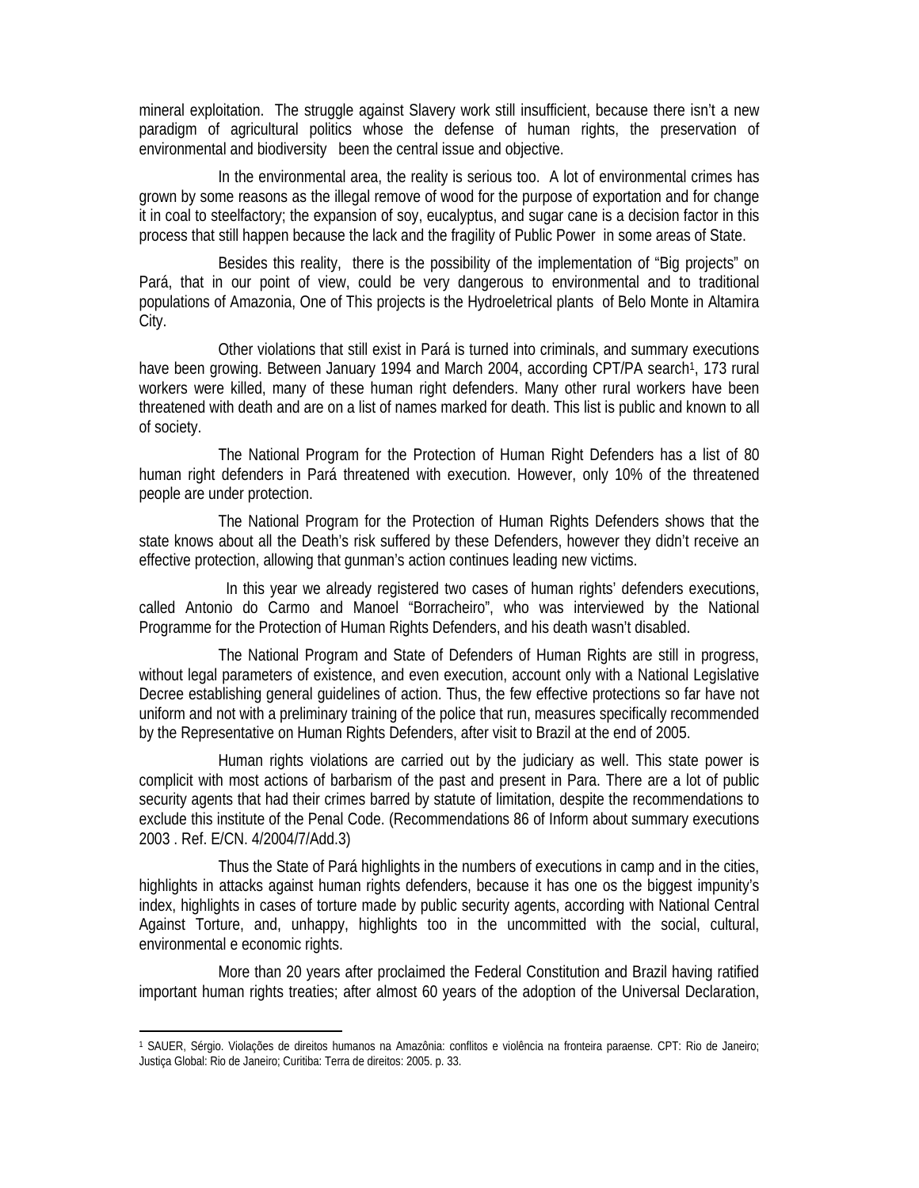mineral exploitation. The struggle against Slavery work still insufficient, because there isn't a new paradigm of agricultural politics whose the defense of human rights, the preservation of environmental and biodiversity been the central issue and objective.

In the environmental area, the reality is serious too. A lot of environmental crimes has grown by some reasons as the illegal remove of wood for the purpose of exportation and for change it in coal to steelfactory; the expansion of soy, eucalyptus, and sugar cane is a decision factor in this process that still happen because the lack and the fragility of Public Power in some areas of State.

Besides this reality, there is the possibility of the implementation of "Big projects" on Pará, that in our point of view, could be very dangerous to environmental and to traditional populations of Amazonia, One of This projects is the Hydroeletrical plants of Belo Monte in Altamira City.

Other violations that still exist in Pará is turned into criminals, and summary executions have been growing. Between January 1994 and March 2004, according CPT/PA search[1], 173 rural workers were killed, many of these human right defenders. Many other rural workers have been threatened with death and are on a list of names marked for death. This list is public and known to all of society.

The National Program for the Protection of Human Right Defenders has a list of 80 human right defenders in Pará threatened with execution. However, only 10% of the threatened people are under protection.

The National Program for the Protection of Human Rights Defenders shows that the state knows about all the Death's risk suffered by these Defenders, however they didn't receive an effective protection, allowing that gunman's action continues leading new victims.

In this year we already registered two cases of human rights' defenders executions, called Antonio do Carmo and Manoel "Borracheiro", who was interviewed by the National Programme for the Protection of Human Rights Defenders, and his death wasn't disabled.

The National Program and State of Defenders of Human Rights are still in progress, without legal parameters of existence, and even execution, account only with a National Legislative Decree establishing general guidelines of action. Thus, the few effective protections so far have not uniform and not with a preliminary training of the police that run, measures specifically recommended by the Representative on Human Rights Defenders, after visit to Brazil at the end of 2005.

Human rights violations are carried out by the judiciary as well. This state power is complicit with most actions of barbarism of the past and present in Para. There are a lot of public security agents that had their crimes barred by statute of limitation, despite the recommendations to exclude this institute of the Penal Code. (Recommendations 86 of Inform about summary executions 2003 . Ref. E/CN. 4/2004/7/Add.3)

Thus the State of Pará highlights in the numbers of executions in camp and in the cities, highlights in attacks against human rights defenders, because it has one os the biggest impunity's index, highlights in cases of torture made by public security agents, according with National Central Against Torture, and, unhappy, highlights too in the uncommitted with the social, cultural, environmental e economic rights.

More than 20 years after proclaimed the Federal Constitution and Brazil having ratified important human rights treaties; after almost 60 years of the adoption of the Universal Declaration,

---

[1] SAUER, Sérgio. Violações de direitos humanos na Amazônia: conflitos e violência na fronteira paraense. CPT: Rio de Janeiro; Justiça Global: Rio de Janeiro; Curitiba: Terra de direitos: 2005. p. 33.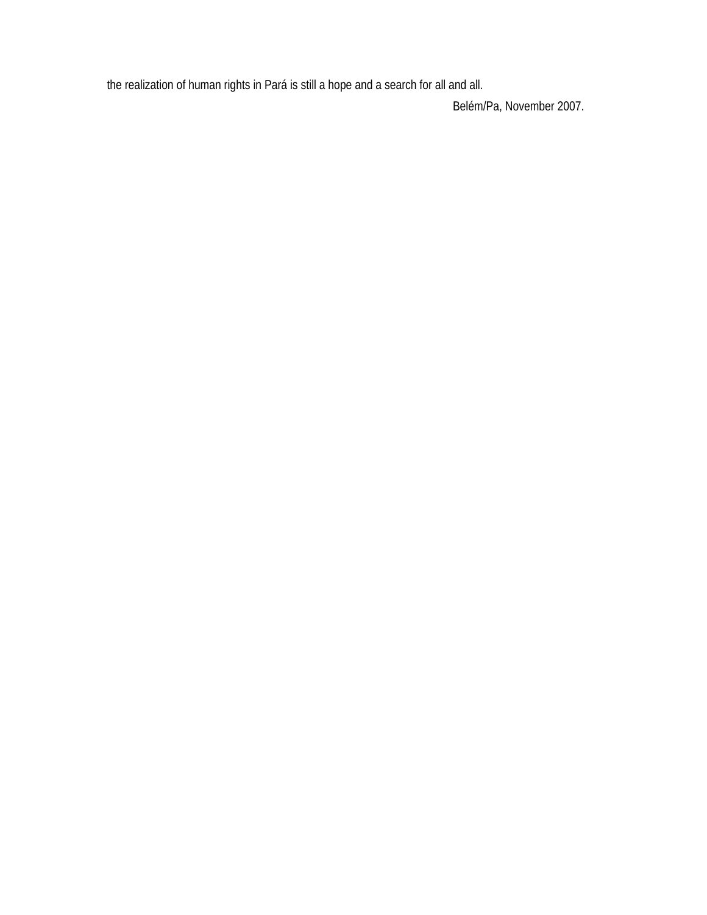the realization of human rights in Pará is still a hope and a search for all and all.

Belém/Pa, November 2007.